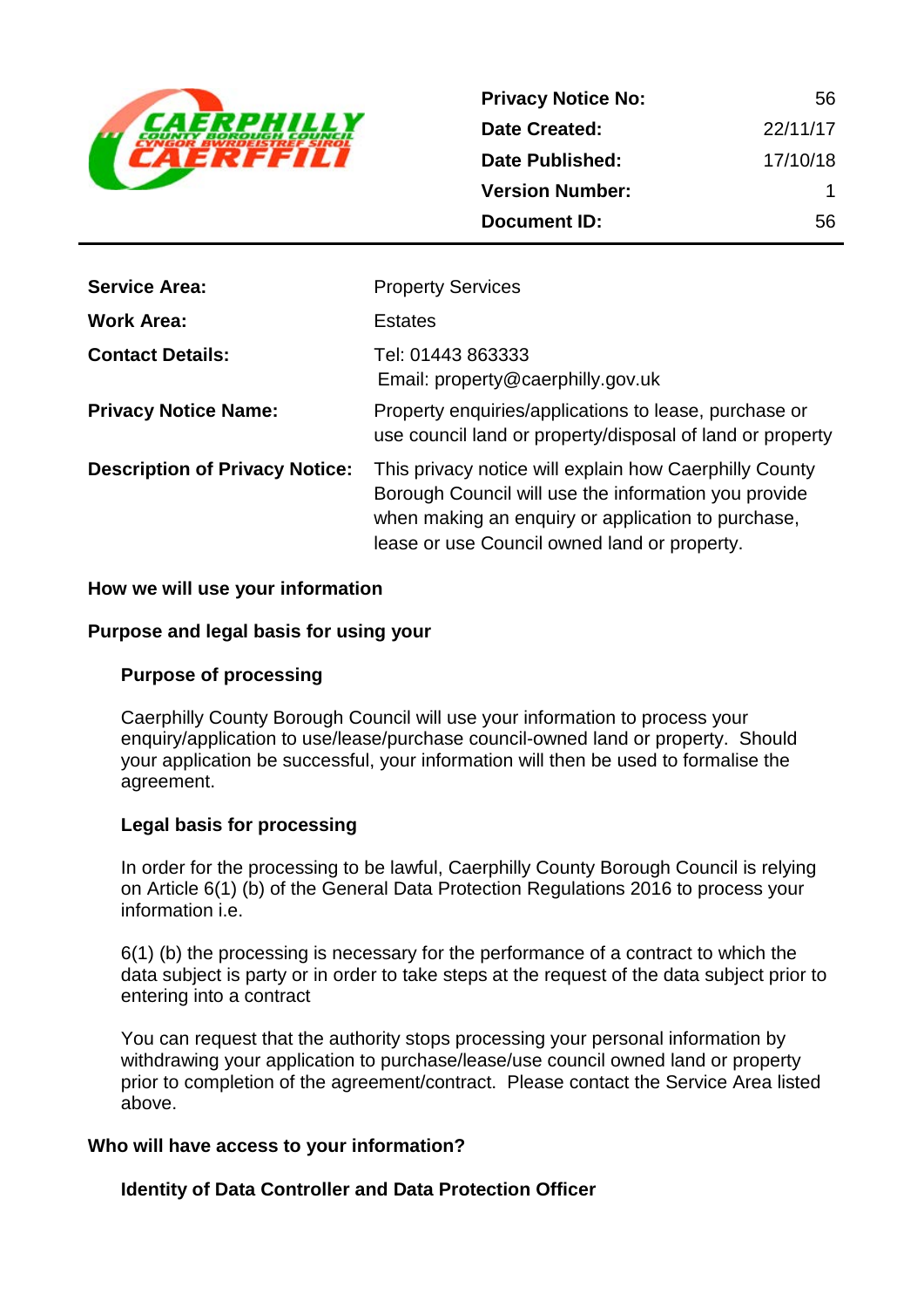| Privacy Notice No: | 56 |
| --- | --- |
| Date Created: | 22/11/17 |
| Date Published: | 17/10/18 |
| Version Number: | 1 |
| Document ID: | 56 |

| | |
| --- | --- |
| **Service Area:** | Property Services |
| **Work Area:** | Estates |
| **Contact Details:** | Tel: 01443 863333<br>Email: property@caerphilly.gov.uk |
| **Privacy Notice Name:** | Property enquiries/applications to lease, purchase or use council land or property/disposal of land or property |
| **Description of Privacy Notice:** | This privacy notice will explain how Caerphilly County Borough Council will use the information you provide when making an enquiry or application to purchase, lease or use Council owned land or property. |

## How we will use your information

## Purpose and legal basis for using your

### Purpose of processing

Caerphilly County Borough Council will use your information to process your enquiry/application to use/lease/purchase council-owned land or property. Should your application be successful, your information will then be used to formalise the agreement.

### Legal basis for processing

In order for the processing to be lawful, Caerphilly County Borough Council is relying on Article 6(1) (b) of the General Data Protection Regulations 2016 to process your information i.e.

6(1) (b) the processing is necessary for the performance of a contract to which the data subject is party or in order to take steps at the request of the data subject prior to entering into a contract

You can request that the authority stops processing your personal information by withdrawing your application to purchase/lease/use council owned land or property prior to completion of the agreement/contract. Please contact the Service Area listed above.

## Who will have access to your information?

### Identity of Data Controller and Data Protection Officer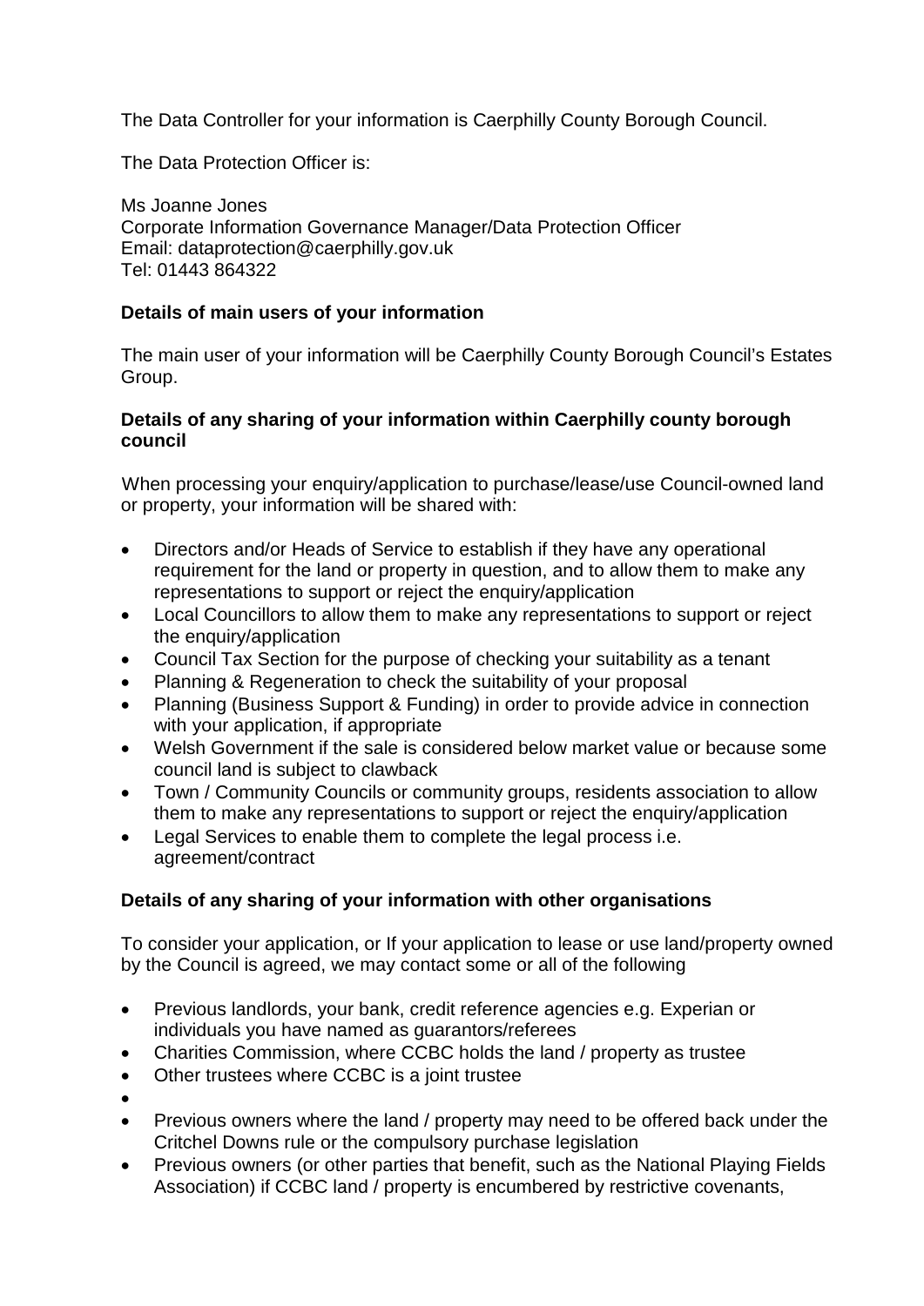The Data Controller for your information is Caerphilly County Borough Council.

The Data Protection Officer is:

Ms Joanne Jones
Corporate Information Governance Manager/Data Protection Officer
Email: dataprotection@caerphilly.gov.uk
Tel: 01443 864322

**Details of main users of your information**

The main user of your information will be Caerphilly County Borough Council's Estates Group.

**Details of any sharing of your information within Caerphilly county borough council**

When processing your enquiry/application to purchase/lease/use Council-owned land or property, your information will be shared with:

- Directors and/or Heads of Service to establish if they have any operational requirement for the land or property in question, and to allow them to make any representations to support or reject the enquiry/application
- Local Councillors to allow them to make any representations to support or reject the enquiry/application
- Council Tax Section for the purpose of checking your suitability as a tenant
- Planning & Regeneration to check the suitability of your proposal
- Planning (Business Support & Funding) in order to provide advice in connection with your application, if appropriate
- Welsh Government if the sale is considered below market value or because some council land is subject to clawback
- Town / Community Councils or community groups, residents association to allow them to make any representations to support or reject the enquiry/application
- Legal Services to enable them to complete the legal process i.e. agreement/contract

**Details of any sharing of your information with other organisations**

To consider your application, or If your application to lease or use land/property owned by the Council is agreed, we may contact some or all of the following

- Previous landlords, your bank, credit reference agencies e.g. Experian or individuals you have named as guarantors/referees
- Charities Commission, where CCBC holds the land / property as trustee
- Other trustees where CCBC is a joint trustee
- 
- Previous owners where the land / property may need to be offered back under the Critchel Downs rule or the compulsory purchase legislation
- Previous owners (or other parties that benefit, such as the National Playing Fields Association) if CCBC land / property is encumbered by restrictive covenants,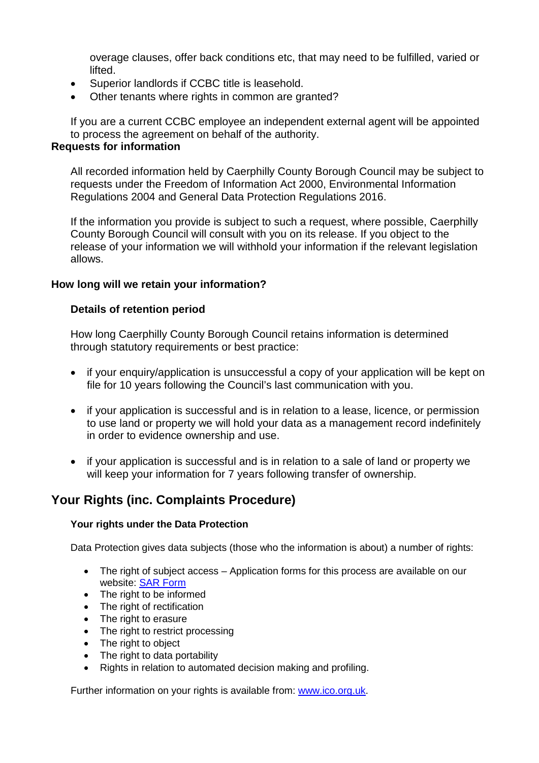overage clauses, offer back conditions etc, that may need to be fulfilled, varied or lifted.

- Superior landlords if CCBC title is leasehold.
- Other tenants where rights in common are granted?

If you are a current CCBC employee an independent external agent will be appointed to process the agreement on behalf of the authority.

**Requests for information**

All recorded information held by Caerphilly County Borough Council may be subject to requests under the Freedom of Information Act 2000, Environmental Information Regulations 2004 and General Data Protection Regulations 2016.

If the information you provide is subject to such a request, where possible, Caerphilly County Borough Council will consult with you on its release. If you object to the release of your information we will withhold your information if the relevant legislation allows.

**How long will we retain your information?**

**Details of retention period**

How long Caerphilly County Borough Council retains information is determined through statutory requirements or best practice:

- if your enquiry/application is unsuccessful a copy of your application will be kept on file for 10 years following the Council's last communication with you.
- if your application is successful and is in relation to a lease, licence, or permission to use land or property we will hold your data as a management record indefinitely in order to evidence ownership and use.
- if your application is successful and is in relation to a sale of land or property we will keep your information for 7 years following transfer of ownership.

## Your Rights (inc. Complaints Procedure)

**Your rights under the Data Protection**

Data Protection gives data subjects (those who the information is about) a number of rights:

- The right of subject access – Application forms for this process are available on our website: [SAR Form]
- The right to be informed
- The right of rectification
- The right to erasure
- The right to restrict processing
- The right to object
- The right to data portability
- Rights in relation to automated decision making and profiling.

Further information on your rights is available from: [www.ico.org.uk](http://www.ico.org.uk).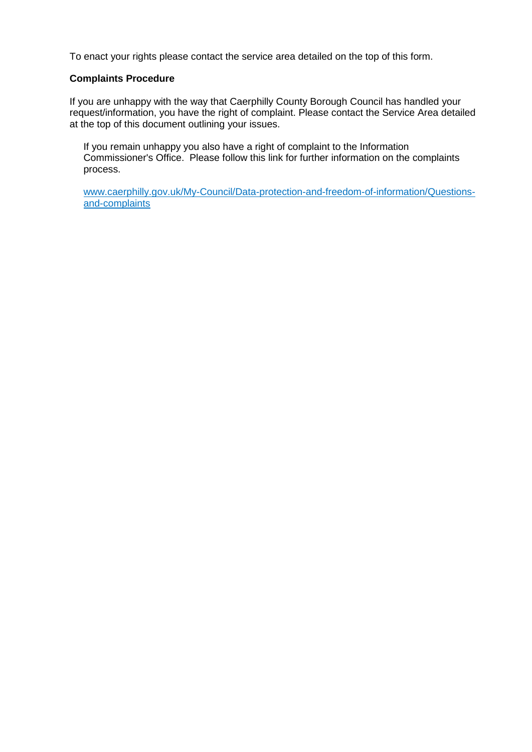To enact your rights please contact the service area detailed on the top of this form.

**Complaints Procedure**

If you are unhappy with the way that Caerphilly County Borough Council has handled your request/information, you have the right of complaint. Please contact the Service Area detailed at the top of this document outlining your issues.

If you remain unhappy you also have a right of complaint to the Information Commissioner's Office. Please follow this link for further information on the complaints process.

[www.caerphilly.gov.uk/My-Council/Data-protection-and-freedom-of-information/Questions-and-complaints](http://www.caerphilly.gov.uk/My-Council/Data-protection-and-freedom-of-information/Questions-and-complaints)